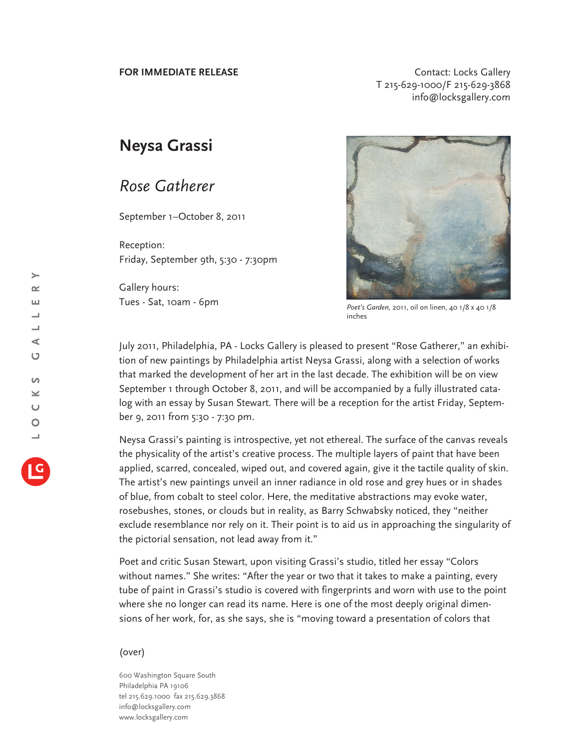**FOR IMMEDIATE RELEASE**

Contact: Locks Gallery
T 215-629-1000/F 215-629-3868
info@locksgallery.com

# Neysa Grassi

## *Rose Gatherer*

September 1–October 8, 2011

Reception:
Friday, September 9th, 5:30 - 7:30pm

Gallery hours:
Tues - Sat, 10am - 6pm

*Poet's Garden,* 2011, oil on linen, 40 1/8 x 40 1/8 inches

July 2011, Philadelphia, PA - Locks Gallery is pleased to present "Rose Gatherer," an exhibition of new paintings by Philadelphia artist Neysa Grassi, along with a selection of works that marked the development of her art in the last decade. The exhibition will be on view September 1 through October 8, 2011, and will be accompanied by a fully illustrated catalog with an essay by Susan Stewart. There will be a reception for the artist Friday, September 9, 2011 from 5:30 - 7:30 pm.

Neysa Grassi's painting is introspective, yet not ethereal. The surface of the canvas reveals the physicality of the artist's creative process. The multiple layers of paint that have been applied, scarred, concealed, wiped out, and covered again, give it the tactile quality of skin. The artist's new paintings unveil an inner radiance in old rose and grey hues or in shades of blue, from cobalt to steel color. Here, the meditative abstractions may evoke water, rosebushes, stones, or clouds but in reality, as Barry Schwabsky noticed, they "neither exclude resemblance nor rely on it. Their point is to aid us in approaching the singularity of the pictorial sensation, not lead away from it."

Poet and critic Susan Stewart, upon visiting Grassi's studio, titled her essay "Colors without names." She writes: "After the year or two that it takes to make a painting, every tube of paint in Grassi's studio is covered with fingerprints and worn with use to the point where she no longer can read its name. Here is one of the most deeply original dimensions of her work, for, as she says, she is "moving toward a presentation of colors that

(over)

600 Washington Square South
Philadelphia PA 19106
tel 215.629.1000 fax 215.629.3868
info@locksgallery.com
www.locksgallery.com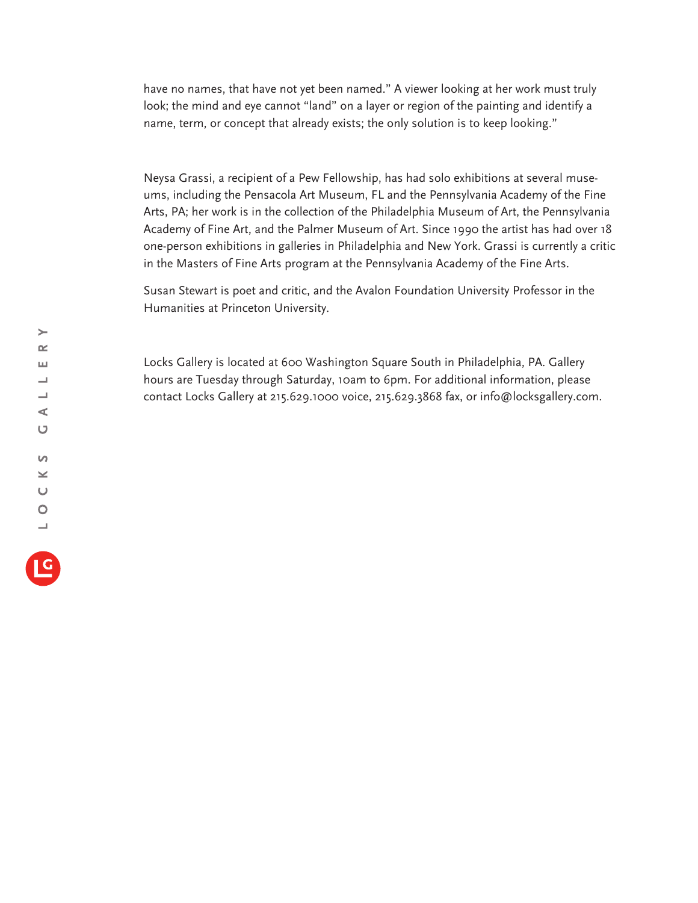have no names, that have not yet been named." A viewer looking at her work must truly look; the mind and eye cannot "land" on a layer or region of the painting and identify a name, term, or concept that already exists; the only solution is to keep looking."

Neysa Grassi, a recipient of a Pew Fellowship, has had solo exhibitions at several museums, including the Pensacola Art Museum, FL and the Pennsylvania Academy of the Fine Arts, PA; her work is in the collection of the Philadelphia Museum of Art, the Pennsylvania Academy of Fine Art, and the Palmer Museum of Art. Since 1990 the artist has had over 18 one-person exhibitions in galleries in Philadelphia and New York. Grassi is currently a critic in the Masters of Fine Arts program at the Pennsylvania Academy of the Fine Arts.

Susan Stewart is poet and critic, and the Avalon Foundation University Professor in the Humanities at Princeton University.

Locks Gallery is located at 600 Washington Square South in Philadelphia, PA. Gallery hours are Tuesday through Saturday, 10am to 6pm. For additional information, please contact Locks Gallery at 215.629.1000 voice, 215.629.3868 fax, or info@locksgallery.com.